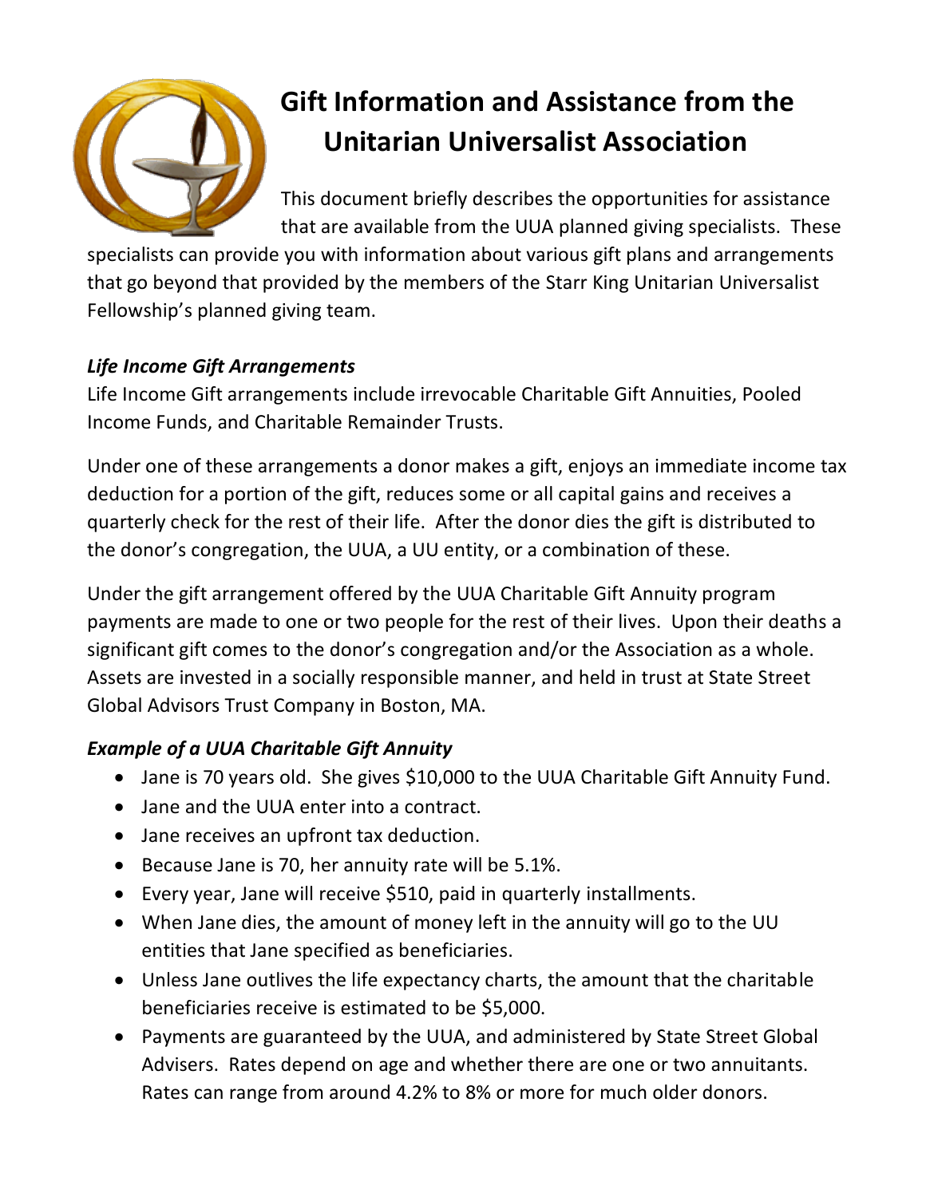# Gift Information and Assistance from the Unitarian Universalist Association

This document briefly describes the opportunities for assistance that are available from the UUA planned giving specialists. These specialists can provide you with information about various gift plans and arrangements that go beyond that provided by the members of the Starr King Unitarian Universalist Fellowship's planned giving team.

### *Life Income Gift Arrangements*

Life Income Gift arrangements include irrevocable Charitable Gift Annuities, Pooled Income Funds, and Charitable Remainder Trusts.

Under one of these arrangements a donor makes a gift, enjoys an immediate income tax deduction for a portion of the gift, reduces some or all capital gains and receives a quarterly check for the rest of their life. After the donor dies the gift is distributed to the donor's congregation, the UUA, a UU entity, or a combination of these.

Under the gift arrangement offered by the UUA Charitable Gift Annuity program payments are made to one or two people for the rest of their lives. Upon their deaths a significant gift comes to the donor's congregation and/or the Association as a whole. Assets are invested in a socially responsible manner, and held in trust at State Street Global Advisors Trust Company in Boston, MA.

### *Example of a UUA Charitable Gift Annuity*

- Jane is 70 years old. She gives $10,000 to the UUA Charitable Gift Annuity Fund.
- Jane and the UUA enter into a contract.
- Jane receives an upfront tax deduction.
- Because Jane is 70, her annuity rate will be 5.1%.
- Every year, Jane will receive $510, paid in quarterly installments.
- When Jane dies, the amount of money left in the annuity will go to the UU entities that Jane specified as beneficiaries.
- Unless Jane outlives the life expectancy charts, the amount that the charitable beneficiaries receive is estimated to be $5,000.
- Payments are guaranteed by the UUA, and administered by State Street Global Advisers. Rates depend on age and whether there are one or two annuitants. Rates can range from around 4.2% to 8% or more for much older donors.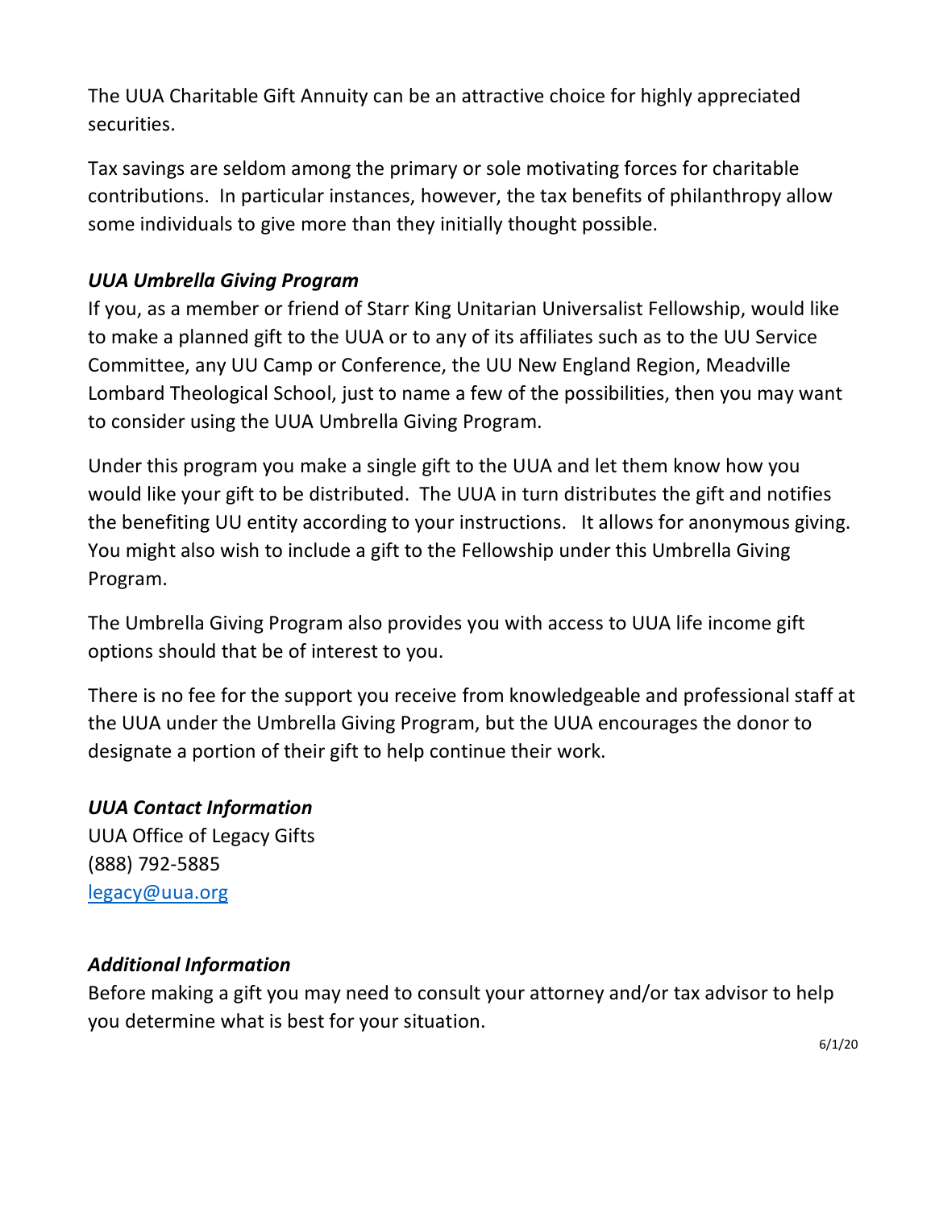The UUA Charitable Gift Annuity can be an attractive choice for highly appreciated securities.

Tax savings are seldom among the primary or sole motivating forces for charitable contributions.  In particular instances, however, the tax benefits of philanthropy allow some individuals to give more than they initially thought possible.

***UUA Umbrella Giving Program***

If you, as a member or friend of Starr King Unitarian Universalist Fellowship, would like to make a planned gift to the UUA or to any of its affiliates such as to the UU Service Committee, any UU Camp or Conference, the UU New England Region, Meadville Lombard Theological School, just to name a few of the possibilities, then you may want to consider using the UUA Umbrella Giving Program.

Under this program you make a single gift to the UUA and let them know how you would like your gift to be distributed.  The UUA in turn distributes the gift and notifies the benefiting UU entity according to your instructions.   It allows for anonymous giving. You might also wish to include a gift to the Fellowship under this Umbrella Giving Program.

The Umbrella Giving Program also provides you with access to UUA life income gift options should that be of interest to you.

There is no fee for the support you receive from knowledgeable and professional staff at the UUA under the Umbrella Giving Program, but the UUA encourages the donor to designate a portion of their gift to help continue their work.

***UUA Contact Information***

UUA Office of Legacy Gifts
(888) 792-5885
[legacy@uua.org](mailto:legacy@uua.org)

***Additional Information***

Before making a gift you may need to consult your attorney and/or tax advisor to help you determine what is best for your situation.

6/1/20